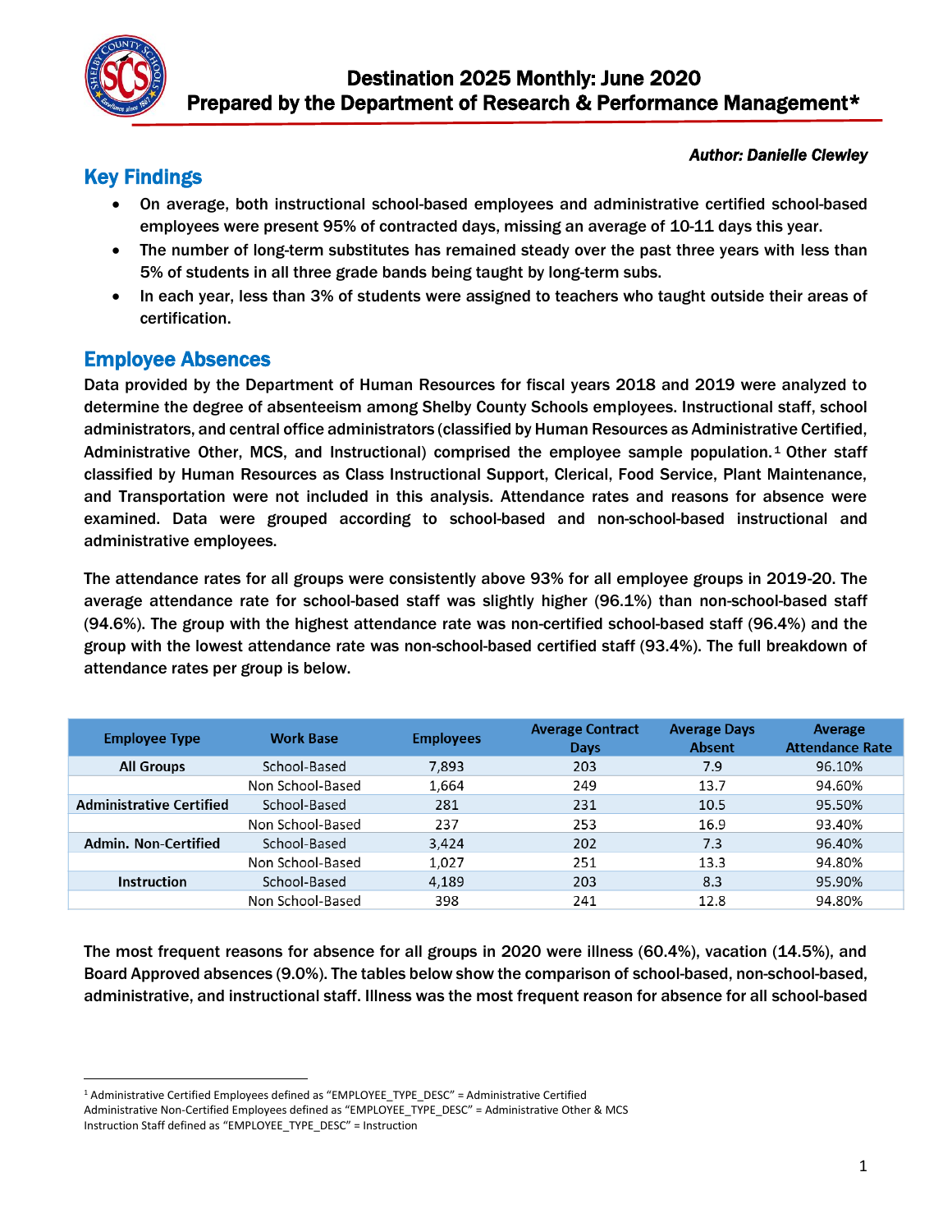# Destination 2025 Monthly: June 2020

## Prepared by the Department of Research & Performance Management*

***Author: Danielle Clewley***

## Key Findings

- On average, both instructional school-based employees and administrative certified school-based employees were present 95% of contracted days, missing an average of 10-11 days this year.
- The number of long-term substitutes has remained steady over the past three years with less than 5% of students in all three grade bands being taught by long-term subs.
- In each year, less than 3% of students were assigned to teachers who taught outside their areas of certification.

## Employee Absences

Data provided by the Department of Human Resources for fiscal years 2018 and 2019 were analyzed to determine the degree of absenteeism among Shelby County Schools employees. Instructional staff, school administrators, and central office administrators (classified by Human Resources as Administrative Certified, Administrative Other, MCS, and Instructional) comprised the employee sample population.[1] Other staff classified by Human Resources as Class Instructional Support, Clerical, Food Service, Plant Maintenance, and Transportation were not included in this analysis. Attendance rates and reasons for absence were examined. Data were grouped according to school-based and non-school-based instructional and administrative employees.

The attendance rates for all groups were consistently above 93% for all employee groups in 2019-20. The average attendance rate for school-based staff was slightly higher (96.1%) than non-school-based staff (94.6%). The group with the highest attendance rate was non-certified school-based staff (96.4%) and the group with the lowest attendance rate was non-school-based certified staff (93.4%). The full breakdown of attendance rates per group is below.

| Employee Type | Work Base | Employees | Average Contract Days | Average Days Absent | Average Attendance Rate |
|---|---|---|---|---|---|
| **All Groups** | School-Based | 7,893 | 203 | 7.9 | 96.10% |
| | Non School-Based | 1,664 | 249 | 13.7 | 94.60% |
| **Administrative Certified** | School-Based | 281 | 231 | 10.5 | 95.50% |
| | Non School-Based | 237 | 253 | 16.9 | 93.40% |
| **Admin. Non-Certified** | School-Based | 3,424 | 202 | 7.3 | 96.40% |
| | Non School-Based | 1,027 | 251 | 13.3 | 94.80% |
| **Instruction** | School-Based | 4,189 | 203 | 8.3 | 95.90% |
| | Non School-Based | 398 | 241 | 12.8 | 94.80% |

The most frequent reasons for absence for all groups in 2020 were illness (60.4%), vacation (14.5%), and Board Approved absences (9.0%). The tables below show the comparison of school-based, non-school-based, administrative, and instructional staff. Illness was the most frequent reason for absence for all school-based

---

[1] Administrative Certified Employees defined as "EMPLOYEE_TYPE_DESC" = Administrative Certified
Administrative Non-Certified Employees defined as "EMPLOYEE_TYPE_DESC" = Administrative Other & MCS
Instruction Staff defined as "EMPLOYEE_TYPE_DESC" = Instruction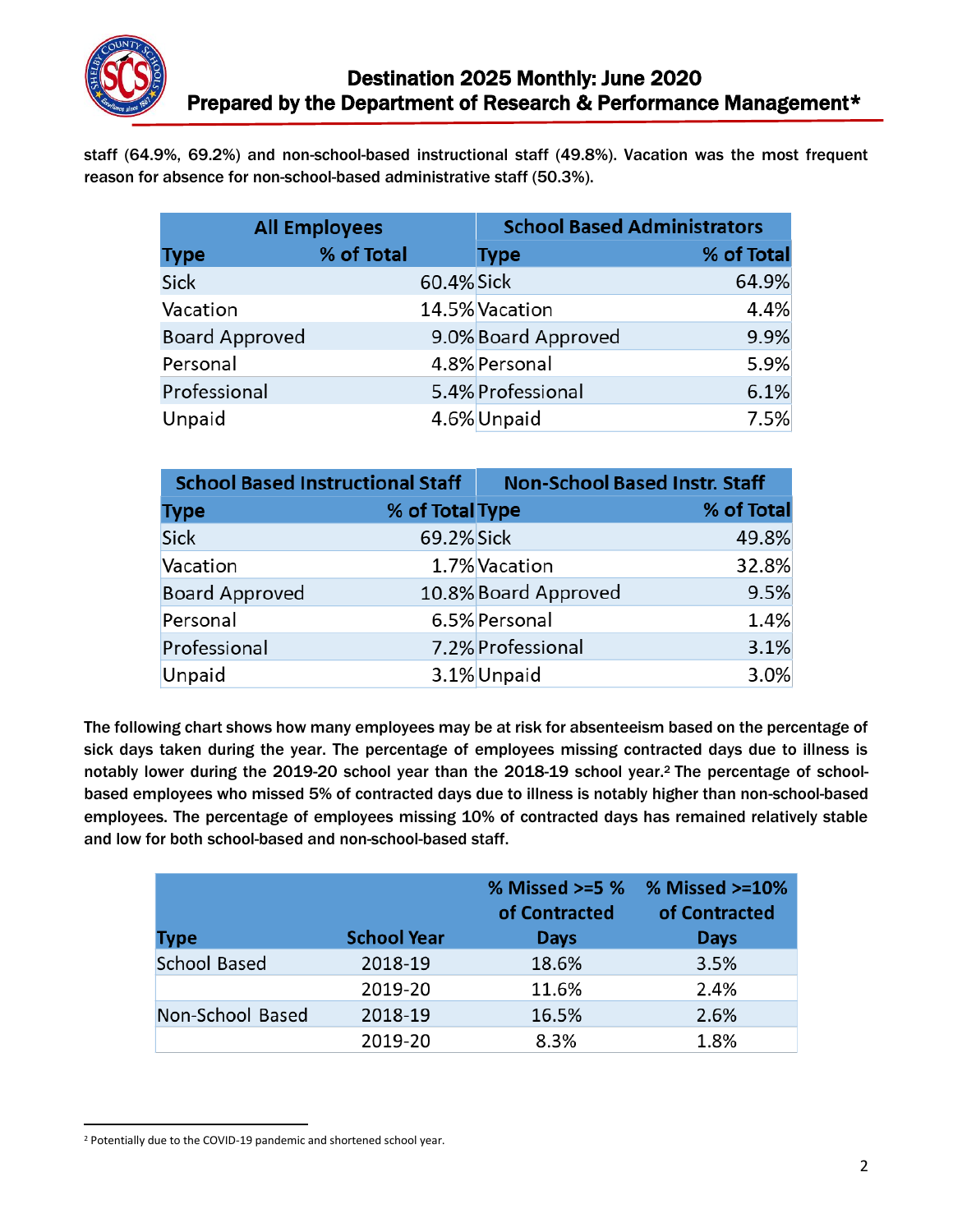staff (64.9%, 69.2%) and non-school-based instructional staff (49.8%). Vacation was the most frequent reason for absence for non-school-based administrative staff (50.3%).

| All Employees | | School Based Administrators | |
|---|---|---|---|
| Type | % of Total | Type | % of Total |
| Sick | 60.4% | Sick | 64.9% |
| Vacation | 14.5% | Vacation | 4.4% |
| Board Approved | 9.0% | Board Approved | 9.9% |
| Personal | 4.8% | Personal | 5.9% |
| Professional | 5.4% | Professional | 6.1% |
| Unpaid | 4.6% | Unpaid | 7.5% |

| School Based Instructional Staff | | Non-School Based Instr. Staff | |
|---|---|---|---|
| Type | % of Total | Type | % of Total |
| Sick | 69.2% | Sick | 49.8% |
| Vacation | 1.7% | Vacation | 32.8% |
| Board Approved | 10.8% | Board Approved | 9.5% |
| Personal | 6.5% | Personal | 1.4% |
| Professional | 7.2% | Professional | 3.1% |
| Unpaid | 3.1% | Unpaid | 3.0% |

The following chart shows how many employees may be at risk for absenteeism based on the percentage of sick days taken during the year. The percentage of employees missing contracted days due to illness is notably lower during the 2019-20 school year than the 2018-19 school year.[2] The percentage of school-based employees who missed 5% of contracted days due to illness is notably higher than non-school-based employees. The percentage of employees missing 10% of contracted days has remained relatively stable and low for both school-based and non-school-based staff.

| Type | School Year | % Missed >=5 % of Contracted Days | % Missed >=10% of Contracted Days |
|---|---|---|---|
| School Based | 2018-19 | 18.6% | 3.5% |
| | 2019-20 | 11.6% | 2.4% |
| Non-School Based | 2018-19 | 16.5% | 2.6% |
| | 2019-20 | 8.3% | 1.8% |

[2] Potentially due to the COVID-19 pandemic and shortened school year.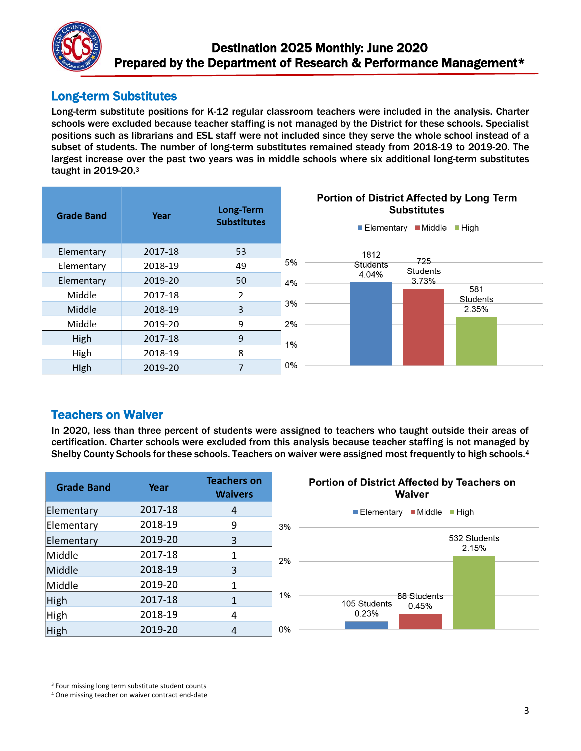# Destination 2025 Monthly: June 2020

## Prepared by the Department of Research & Performance Management*

## Long-term Substitutes

Long-term substitute positions for K-12 regular classroom teachers were included in the analysis. Charter schools were excluded because teacher staffing is not managed by the District for these schools. Specialist positions such as librarians and ESL staff were not included since they serve the whole school instead of a subset of students. The number of long-term substitutes remained steady from 2018-19 to 2019-20. The largest increase over the past two years was in middle schools where six additional long-term substitutes taught in 2019-20.[3]

| Grade Band | Year | Long-Term Substitutes |
|---|---|---|
| Elementary | 2017-18 | 53 |
| Elementary | 2018-19 | 49 |
| Elementary | 2019-20 | 50 |
| Middle | 2017-18 | 2 |
| Middle | 2018-19 | 3 |
| Middle | 2019-20 | 9 |
| High | 2017-18 | 9 |
| High | 2018-19 | 8 |
| High | 2019-20 | 7 |

**Portion of District Affected by Long Term Substitutes**

| Grade Band | Students | Percent |
|---|---|---|
| Elementary | 1812 | 4.04% |
| Middle | 725 | 3.73% |
| High | 581 | 2.35% |

## Teachers on Waiver

In 2020, less than three percent of students were assigned to teachers who taught outside their areas of certification. Charter schools were excluded from this analysis because teacher staffing is not managed by Shelby County Schools for these schools. Teachers on waiver were assigned most frequently to high schools.[4]

| Grade Band | Year | Teachers on Waivers |
|---|---|---|
| Elementary | 2017-18 | 4 |
| Elementary | 2018-19 | 9 |
| Elementary | 2019-20 | 3 |
| Middle | 2017-18 | 1 |
| Middle | 2018-19 | 3 |
| Middle | 2019-20 | 1 |
| High | 2017-18 | 1 |
| High | 2018-19 | 4 |
| High | 2019-20 | 4 |

**Portion of District Affected by Teachers on Waiver**

| Grade Band | Students | Percent |
|---|---|---|
| Elementary | 105 | 0.23% |
| Middle | 88 | 0.45% |
| High | 532 | 2.15% |

[3] Four missing long term substitute student counts

[4] One missing teacher on waiver contract end-date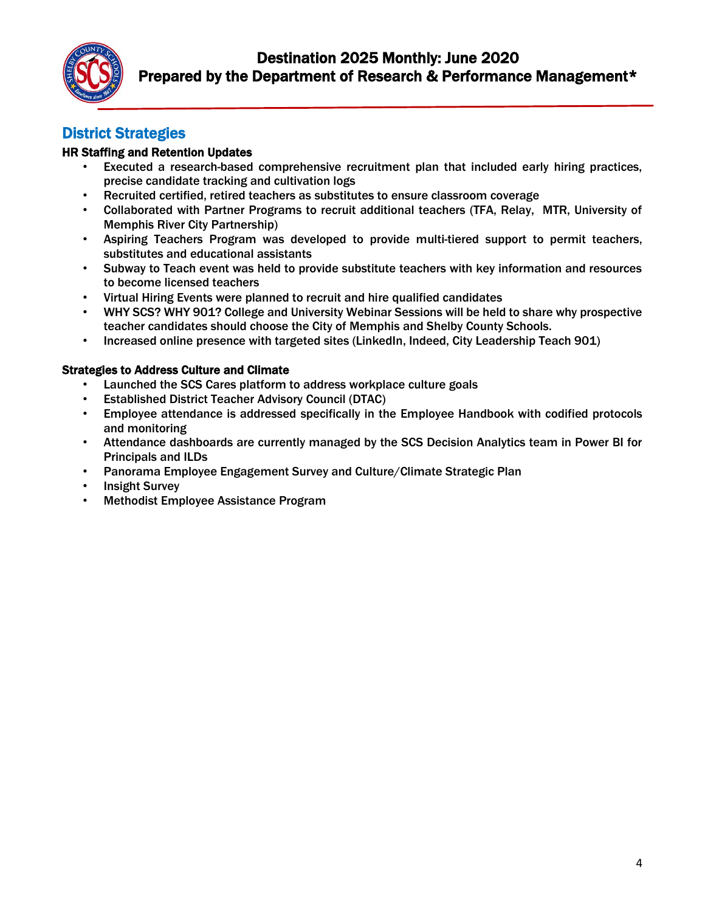# Destination 2025 Monthly: June 2020

## Prepared by the Department of Research & Performance Management*

## District Strategies

### HR Staffing and Retention Updates

- Executed a research-based comprehensive recruitment plan that included early hiring practices, precise candidate tracking and cultivation logs
- Recruited certified, retired teachers as substitutes to ensure classroom coverage
- Collaborated with Partner Programs to recruit additional teachers (TFA, Relay, MTR, University of Memphis River City Partnership)
- Aspiring Teachers Program was developed to provide multi-tiered support to permit teachers, substitutes and educational assistants
- Subway to Teach event was held to provide substitute teachers with key information and resources to become licensed teachers
- Virtual Hiring Events were planned to recruit and hire qualified candidates
- WHY SCS? WHY 901? College and University Webinar Sessions will be held to share why prospective teacher candidates should choose the City of Memphis and Shelby County Schools.
- Increased online presence with targeted sites (LinkedIn, Indeed, City Leadership Teach 901)

### Strategies to Address Culture and Climate

- Launched the SCS Cares platform to address workplace culture goals
- Established District Teacher Advisory Council (DTAC)
- Employee attendance is addressed specifically in the Employee Handbook with codified protocols and monitoring
- Attendance dashboards are currently managed by the SCS Decision Analytics team in Power BI for Principals and ILDs
- Panorama Employee Engagement Survey and Culture/Climate Strategic Plan
- Insight Survey
- Methodist Employee Assistance Program